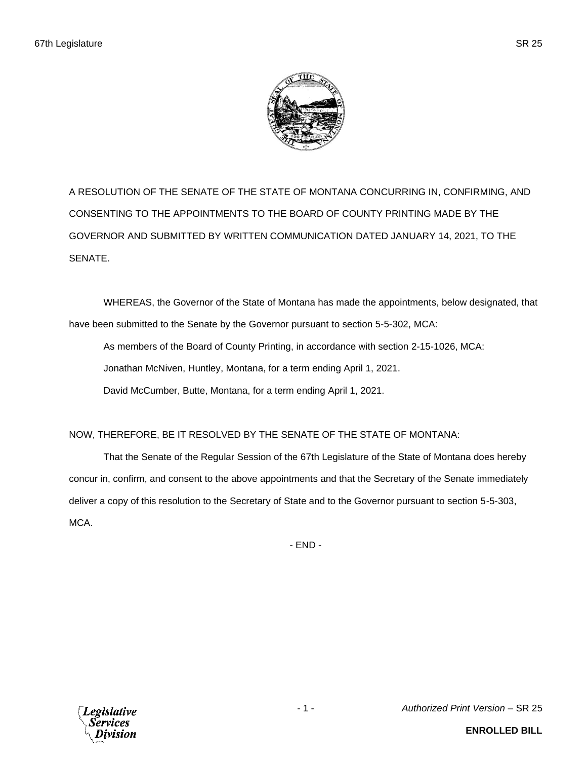A RESOLUTION OF THE SENATE OF THE STATE OF MONTANA CONCURRING IN, CONFIRMING, AND CONSENTING TO THE APPOINTMENTS TO THE BOARD OF COUNTY PRINTING MADE BY THE GOVERNOR AND SUBMITTED BY WRITTEN COMMUNICATION DATED JANUARY 14, 2021, TO THE SENATE.

WHEREAS, the Governor of the State of Montana has made the appointments, below designated, that have been submitted to the Senate by the Governor pursuant to section 5-5-302, MCA:

As members of the Board of County Printing, in accordance with section 2-15-1026, MCA:

Jonathan McNiven, Huntley, Montana, for a term ending April 1, 2021.

David McCumber, Butte, Montana, for a term ending April 1, 2021.

NOW, THEREFORE, BE IT RESOLVED BY THE SENATE OF THE STATE OF MONTANA:

That the Senate of the Regular Session of the 67th Legislature of the State of Montana does hereby concur in, confirm, and consent to the above appointments and that the Secretary of the Senate immediately deliver a copy of this resolution to the Secretary of State and to the Governor pursuant to section 5-5-303, MCA.

- END -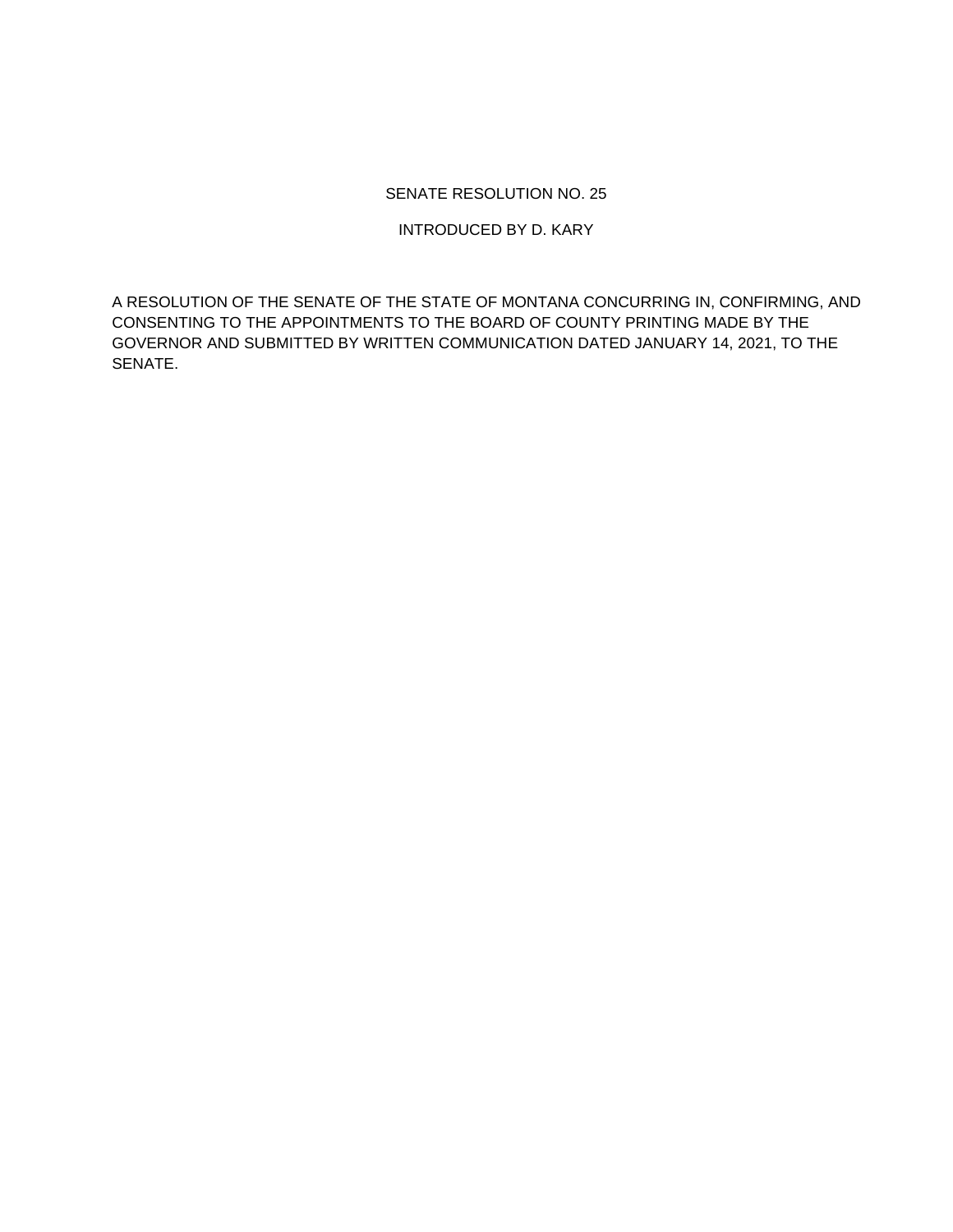SENATE RESOLUTION NO. 25

INTRODUCED BY D. KARY

A RESOLUTION OF THE SENATE OF THE STATE OF MONTANA CONCURRING IN, CONFIRMING, AND CONSENTING TO THE APPOINTMENTS TO THE BOARD OF COUNTY PRINTING MADE BY THE GOVERNOR AND SUBMITTED BY WRITTEN COMMUNICATION DATED JANUARY 14, 2021, TO THE SENATE.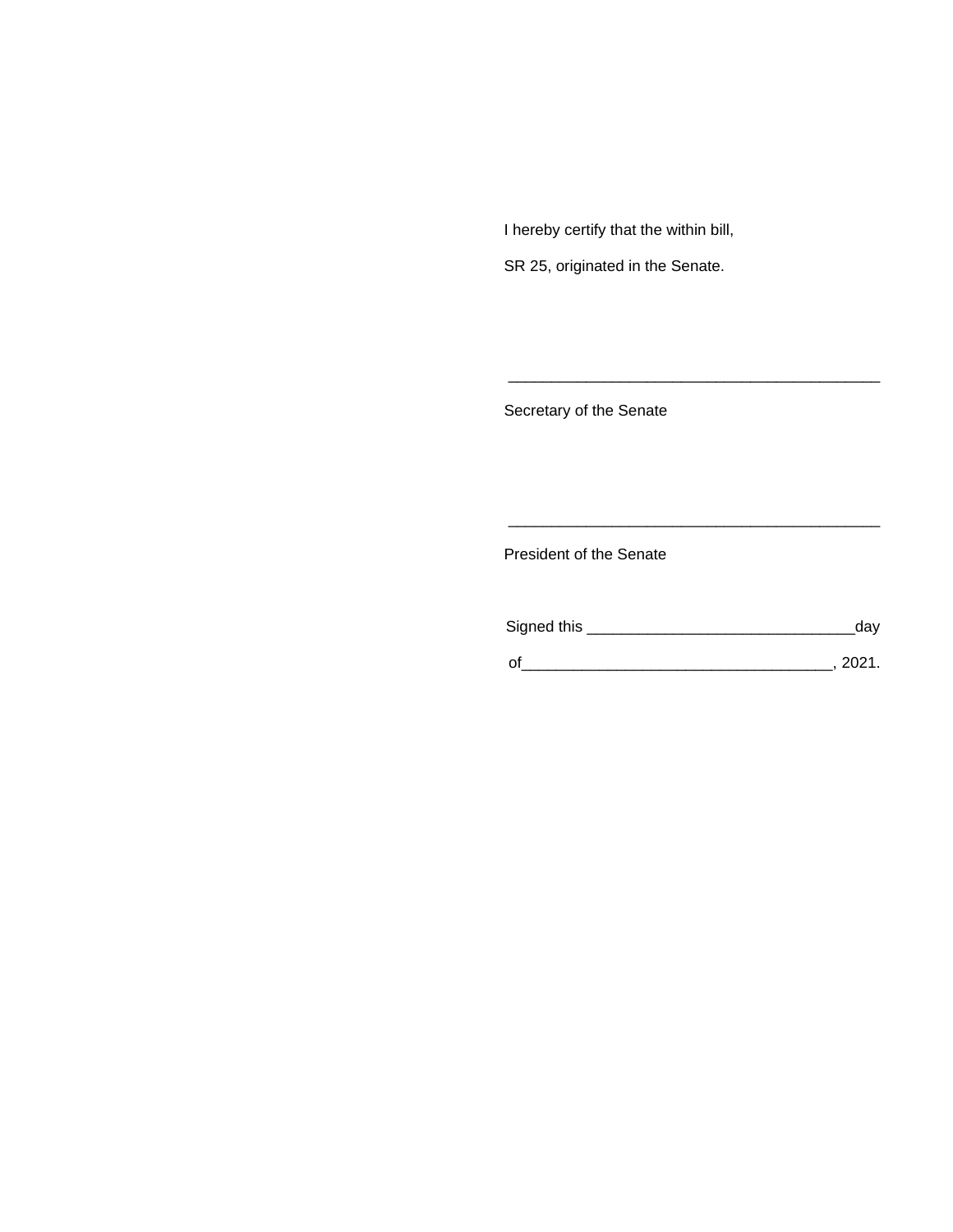I hereby certify that the within bill,

SR 25, originated in the Senate.

_____________________________________________

Secretary of the Senate

_____________________________________________

President of the Senate

Signed this ______________________________day

of___________________________________, 2021.